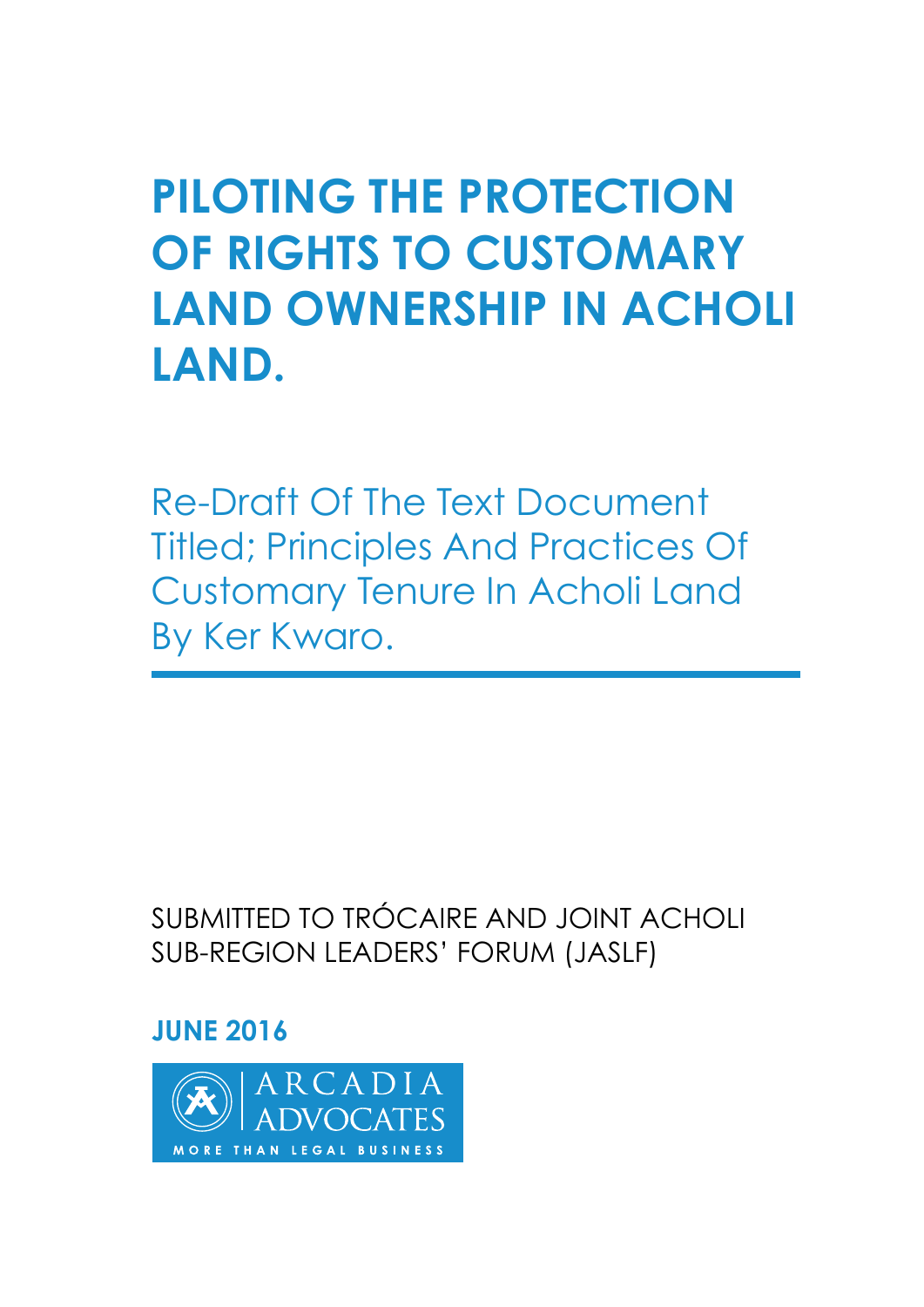# PILOTING THE PROTECTION OF RIGHTS TO CUSTOMARY LAND OWNERSHIP IN ACHOLI LAND.

## Re-Draft Of The Text Document Titled; Principles And Practices Of Customary Tenure In Acholi Land By Ker Kwaro.

---

SUBMITTED TO TRÓCAIRE AND JOINT ACHOLI SUB-REGION LEADERS' FORUM (JASLF)

**JUNE 2016**

ARCADIA ADVOCATES

MORE THAN LEGAL BUSINESS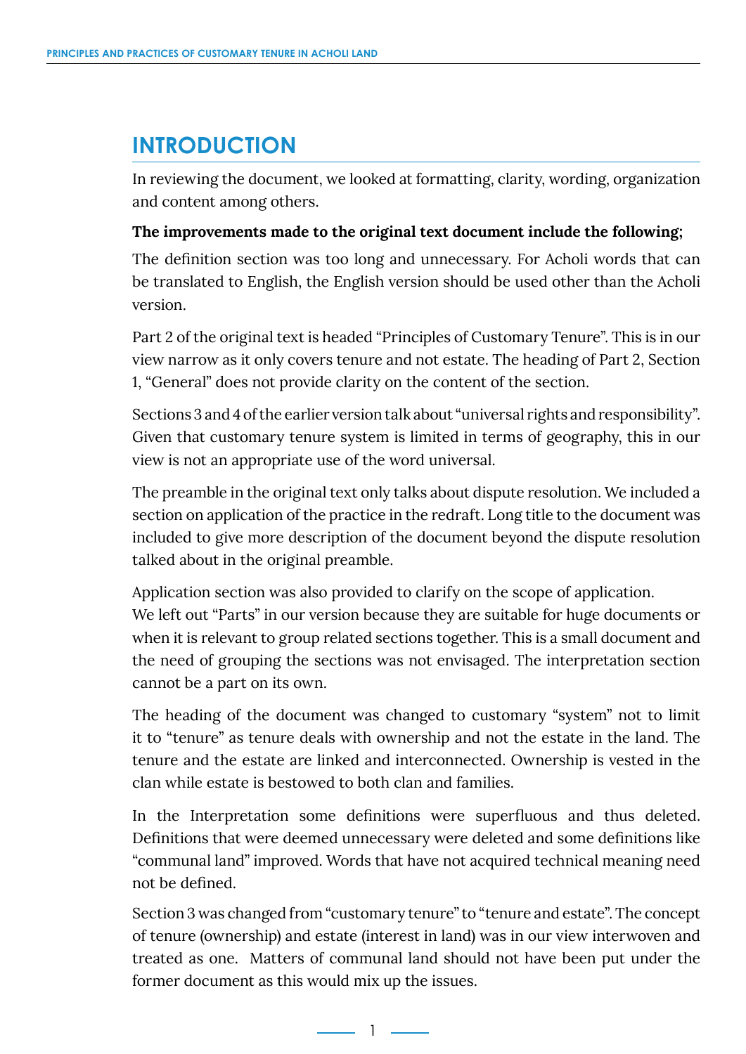## INTRODUCTION

In reviewing the document, we looked at formatting, clarity, wording, organization and content among others.

**The improvements made to the original text document include the following;**

The definition section was too long and unnecessary. For Acholi words that can be translated to English, the English version should be used other than the Acholi version.

Part 2 of the original text is headed "Principles of Customary Tenure". This is in our view narrow as it only covers tenure and not estate. The heading of Part 2, Section 1, "General" does not provide clarity on the content of the section.

Sections 3 and 4 of the earlier version talk about "universal rights and responsibility". Given that customary tenure system is limited in terms of geography, this in our view is not an appropriate use of the word universal.

The preamble in the original text only talks about dispute resolution. We included a section on application of the practice in the redraft. Long title to the document was included to give more description of the document beyond the dispute resolution talked about in the original preamble.

Application section was also provided to clarify on the scope of application.
We left out "Parts" in our version because they are suitable for huge documents or when it is relevant to group related sections together. This is a small document and the need of grouping the sections was not envisaged. The interpretation section cannot be a part on its own.

The heading of the document was changed to customary "system" not to limit it to "tenure" as tenure deals with ownership and not the estate in the land. The tenure and the estate are linked and interconnected. Ownership is vested in the clan while estate is bestowed to both clan and families.

In the Interpretation some definitions were superfluous and thus deleted. Definitions that were deemed unnecessary were deleted and some definitions like "communal land" improved. Words that have not acquired technical meaning need not be defined.

Section 3 was changed from "customary tenure" to "tenure and estate". The concept of tenure (ownership) and estate (interest in land) was in our view interwoven and treated as one. Matters of communal land should not have been put under the former document as this would mix up the issues.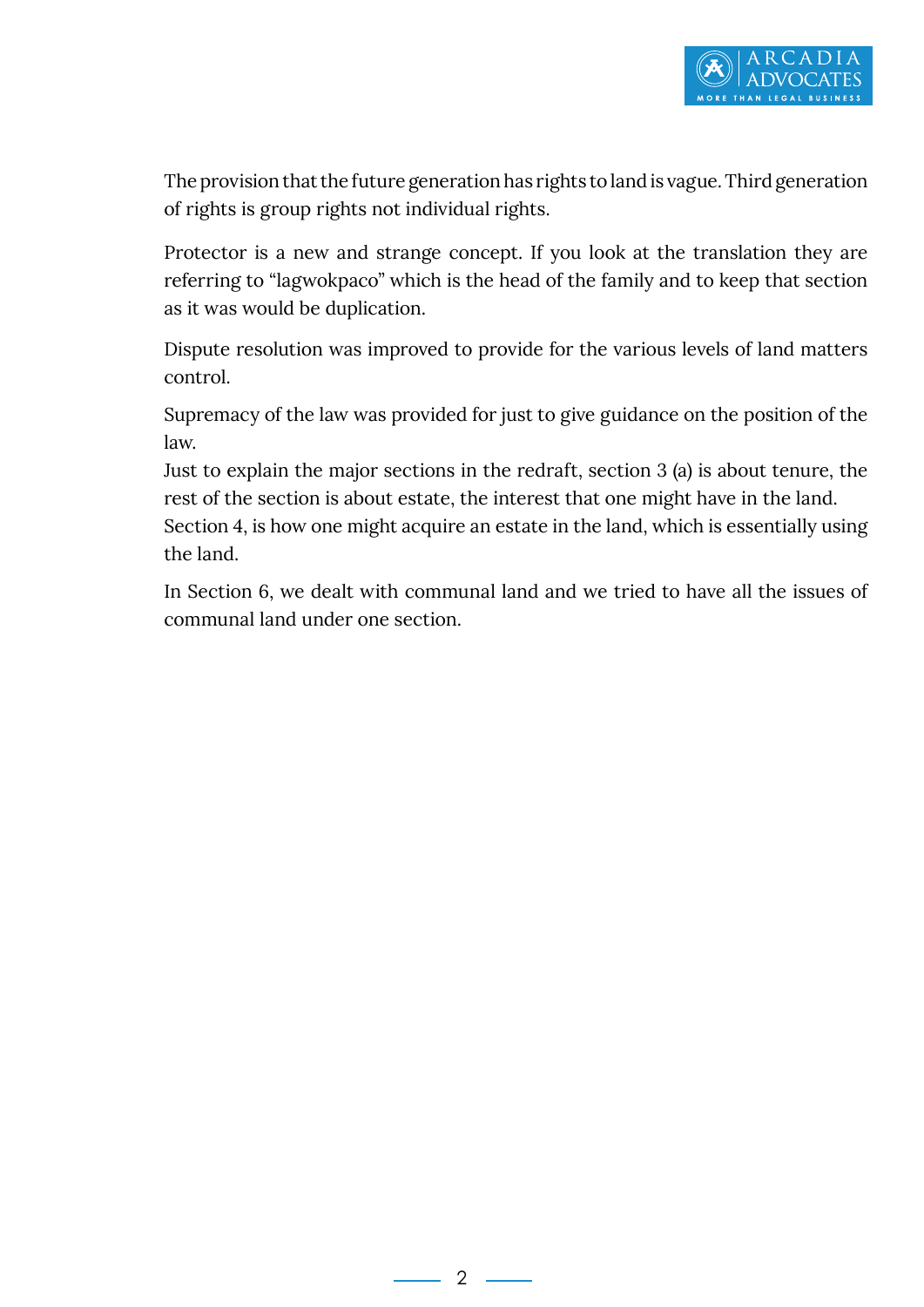The provision that the future generation has rights to land is vague. Third generation of rights is group rights not individual rights.

Protector is a new and strange concept. If you look at the translation they are referring to “lagwokpaco” which is the head of the family and to keep that section as it was would be duplication.

Dispute resolution was improved to provide for the various levels of land matters control.

Supremacy of the law was provided for just to give guidance on the position of the law.
Just to explain the major sections in the redraft, section 3 (a) is about tenure, the rest of the section is about estate, the interest that one might have in the land.
Section 4, is how one might acquire an estate in the land, which is essentially using the land.

In Section 6, we dealt with communal land and we tried to have all the issues of communal land under one section.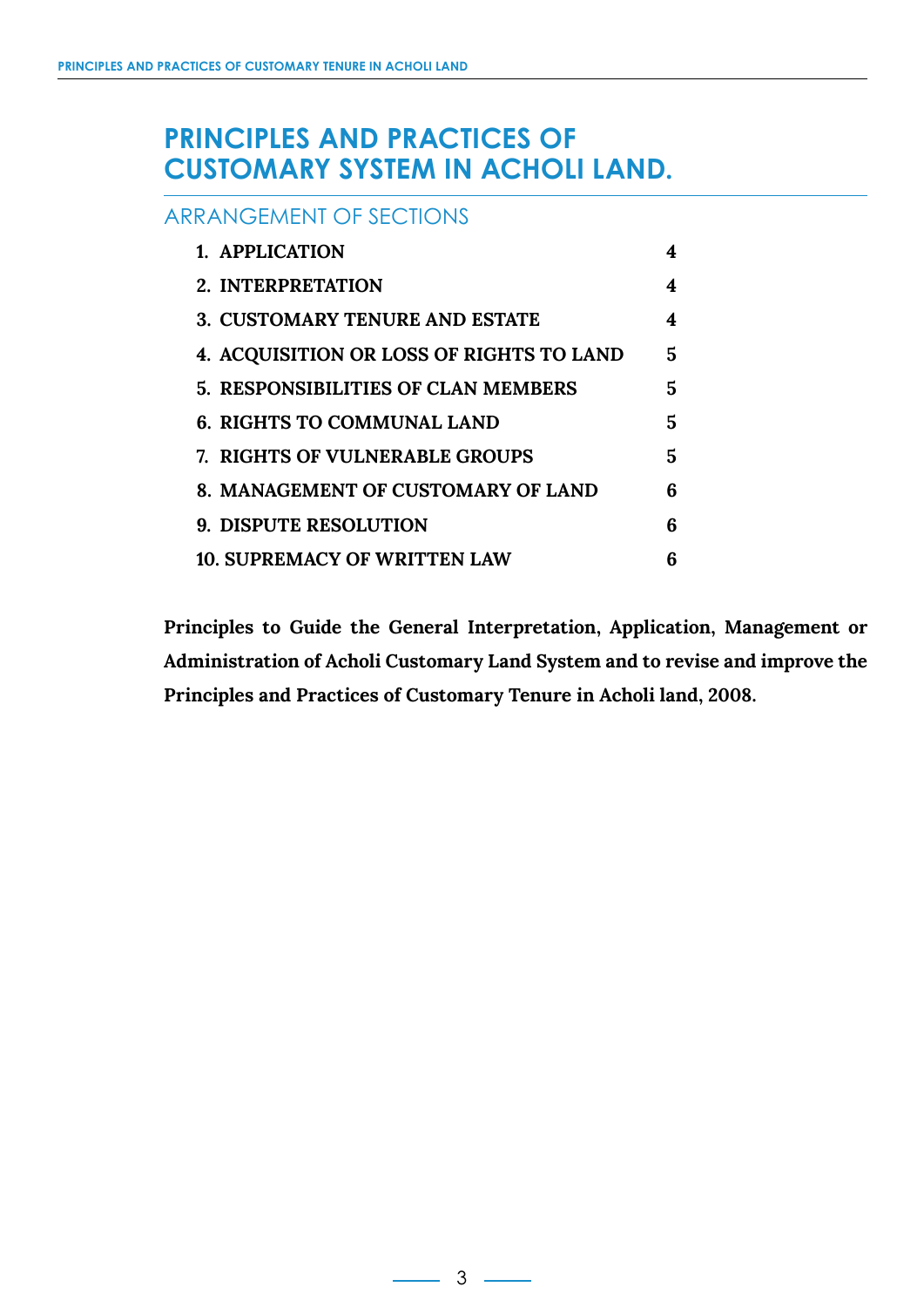# PRINCIPLES AND PRACTICES OF CUSTOMARY SYSTEM IN ACHOLI LAND.

## ARRANGEMENT OF SECTIONS

| | |
|---|---|
| **1. APPLICATION** | **4** |
| **2. INTERPRETATION** | **4** |
| **3. CUSTOMARY TENURE AND ESTATE** | **4** |
| **4. ACQUISITION OR LOSS OF RIGHTS TO LAND** | **5** |
| **5. RESPONSIBILITIES OF CLAN MEMBERS** | **5** |
| **6. RIGHTS TO COMMUNAL LAND** | **5** |
| **7. RIGHTS OF VULNERABLE GROUPS** | **5** |
| **8. MANAGEMENT OF CUSTOMARY OF LAND** | **6** |
| **9. DISPUTE RESOLUTION** | **6** |
| **10. SUPREMACY OF WRITTEN LAW** | **6** |

**Principles to Guide the General Interpretation, Application, Management or Administration of Acholi Customary Land System and to revise and improve the Principles and Practices of Customary Tenure in Acholi land, 2008.**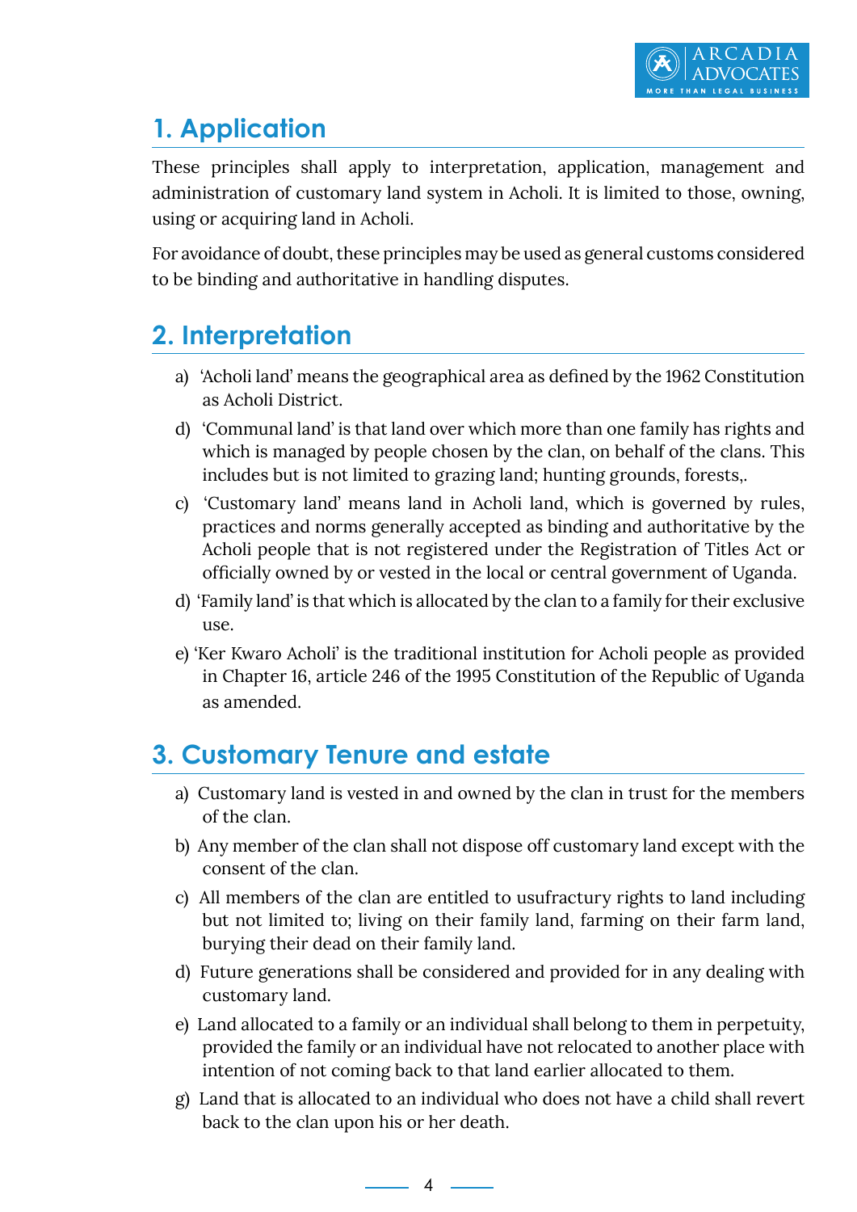## 1. Application

These principles shall apply to interpretation, application, management and administration of customary land system in Acholi. It is limited to those, owning, using or acquiring land in Acholi.

For avoidance of doubt, these principles may be used as general customs considered to be binding and authoritative in handling disputes.

## 2. Interpretation

a) 'Acholi land' means the geographical area as defined by the 1962 Constitution as Acholi District.

d) 'Communal land' is that land over which more than one family has rights and which is managed by people chosen by the clan, on behalf of the clans. This includes but is not limited to grazing land; hunting grounds, forests,.

c) 'Customary land' means land in Acholi land, which is governed by rules, practices and norms generally accepted as binding and authoritative by the Acholi people that is not registered under the Registration of Titles Act or officially owned by or vested in the local or central government of Uganda.

d) 'Family land' is that which is allocated by the clan to a family for their exclusive use.

e) 'Ker Kwaro Acholi' is the traditional institution for Acholi people as provided in Chapter 16, article 246 of the 1995 Constitution of the Republic of Uganda as amended.

## 3. Customary Tenure and estate

a) Customary land is vested in and owned by the clan in trust for the members of the clan.

b) Any member of the clan shall not dispose off customary land except with the consent of the clan.

c) All members of the clan are entitled to usufractury rights to land including but not limited to; living on their family land, farming on their farm land, burying their dead on their family land.

d) Future generations shall be considered and provided for in any dealing with customary land.

e) Land allocated to a family or an individual shall belong to them in perpetuity, provided the family or an individual have not relocated to another place with intention of not coming back to that land earlier allocated to them.

g) Land that is allocated to an individual who does not have a child shall revert back to the clan upon his or her death.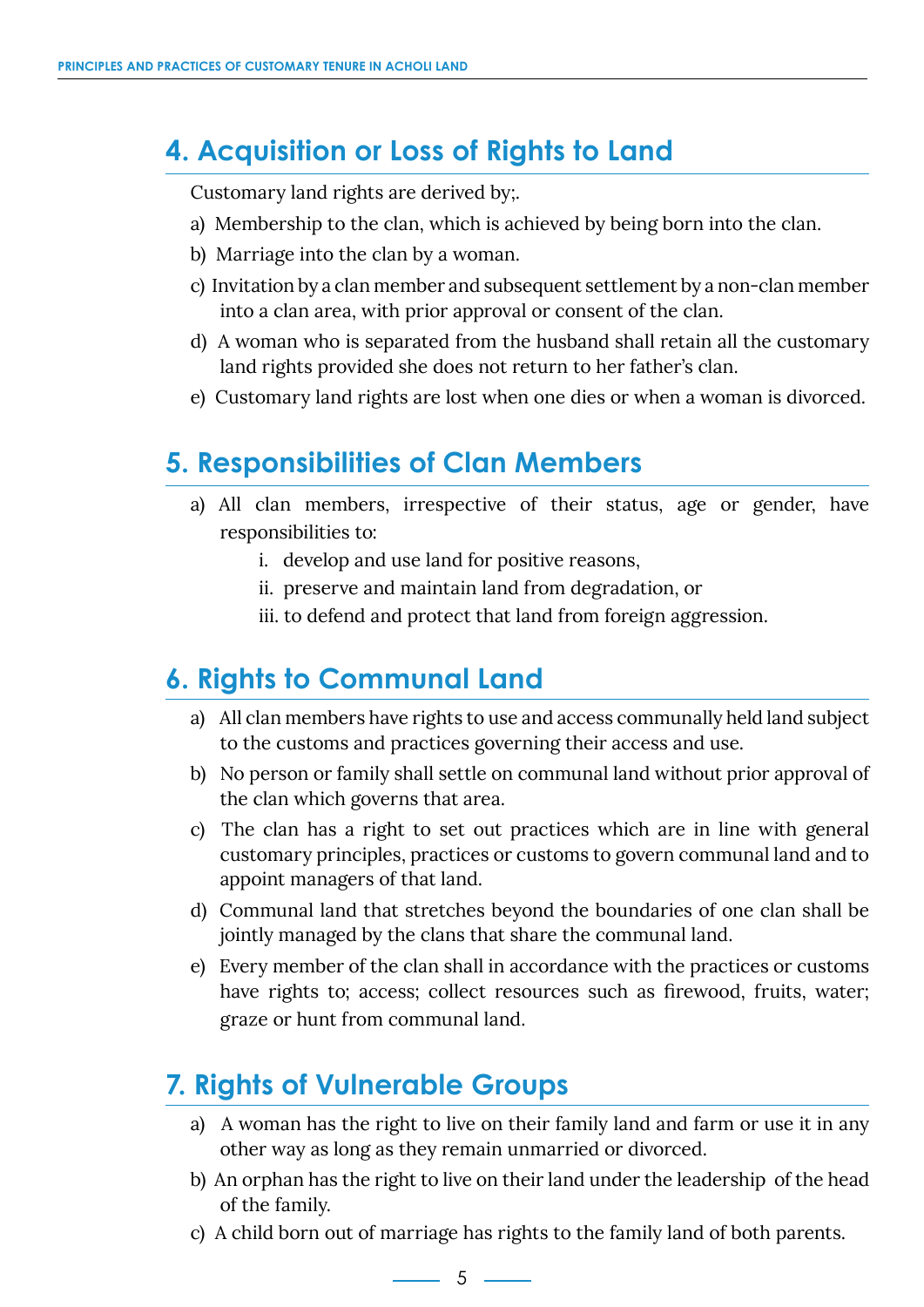## 4. Acquisition or Loss of Rights to Land

Customary land rights are derived by;.

a) Membership to the clan, which is achieved by being born into the clan.

b) Marriage into the clan by a woman.

c) Invitation by a clan member and subsequent settlement by a non-clan member into a clan area, with prior approval or consent of the clan.

d) A woman who is separated from the husband shall retain all the customary land rights provided she does not return to her father's clan.

e) Customary land rights are lost when one dies or when a woman is divorced.

## 5. Responsibilities of Clan Members

a) All clan members, irrespective of their status, age or gender, have responsibilities to:

   i. develop and use land for positive reasons,

   ii. preserve and maintain land from degradation, or

   iii. to defend and protect that land from foreign aggression.

## 6. Rights to Communal Land

a) All clan members have rights to use and access communally held land subject to the customs and practices governing their access and use.

b) No person or family shall settle on communal land without prior approval of the clan which governs that area.

c) The clan has a right to set out practices which are in line with general customary principles, practices or customs to govern communal land and to appoint managers of that land.

d) Communal land that stretches beyond the boundaries of one clan shall be jointly managed by the clans that share the communal land.

e) Every member of the clan shall in accordance with the practices or customs have rights to; access; collect resources such as firewood, fruits, water; graze or hunt from communal land.

## 7. Rights of Vulnerable Groups

a) A woman has the right to live on their family land and farm or use it in any other way as long as they remain unmarried or divorced.

b) An orphan has the right to live on their land under the leadership of the head of the family.

c) A child born out of marriage has rights to the family land of both parents.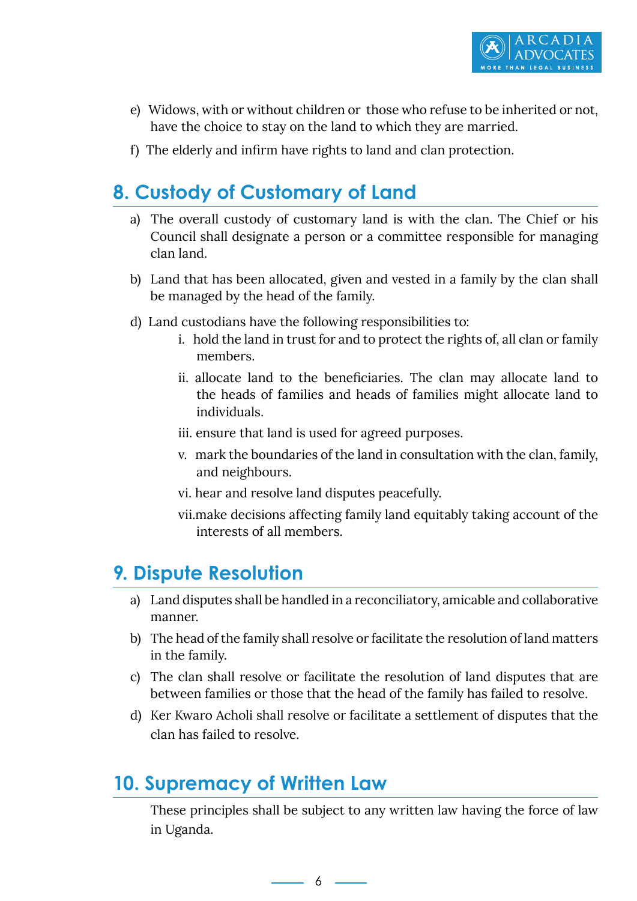e) Widows, with or without children or those who refuse to be inherited or not, have the choice to stay on the land to which they are married.

f) The elderly and infirm have rights to land and clan protection.

## 8. Custody of Customary of Land

a) The overall custody of customary land is with the clan. The Chief or his Council shall designate a person or a committee responsible for managing clan land.

b) Land that has been allocated, given and vested in a family by the clan shall be managed by the head of the family.

d) Land custodians have the following responsibilities to:

   i. hold the land in trust for and to protect the rights of, all clan or family members.

   ii. allocate land to the beneficiaries. The clan may allocate land to the heads of families and heads of families might allocate land to individuals.

   iii. ensure that land is used for agreed purposes.

   v. mark the boundaries of the land in consultation with the clan, family, and neighbours.

   vi. hear and resolve land disputes peacefully.

   vii. make decisions affecting family land equitably taking account of the interests of all members.

## 9. Dispute Resolution

a) Land disputes shall be handled in a reconciliatory, amicable and collaborative manner.

b) The head of the family shall resolve or facilitate the resolution of land matters in the family.

c) The clan shall resolve or facilitate the resolution of land disputes that are between families or those that the head of the family has failed to resolve.

d) Ker Kwaro Acholi shall resolve or facilitate a settlement of disputes that the clan has failed to resolve.

## 10. Supremacy of Written Law

These principles shall be subject to any written law having the force of law in Uganda.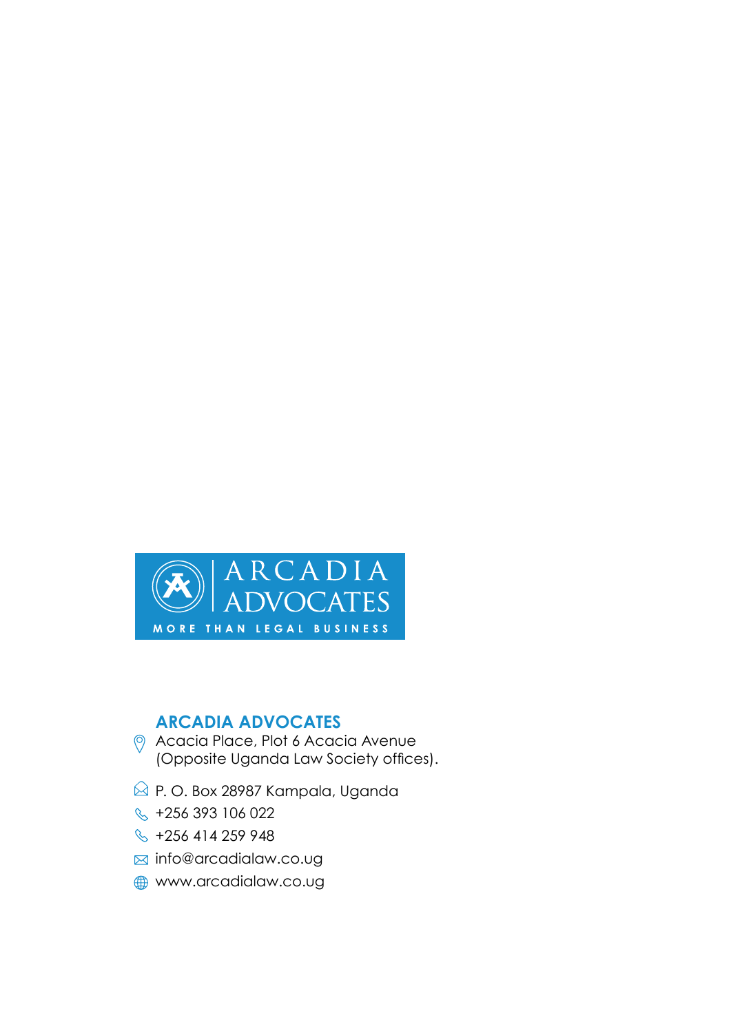ARCADIA
ADVOCATES
MORE THAN LEGAL BUSINESS

**ARCADIA ADVOCATES**

Acacia Place, Plot 6 Acacia Avenue
(Opposite Uganda Law Society offices).

P. O. Box 28987 Kampala, Uganda

+256 393 106 022

+256 414 259 948

info@arcadialaw.co.ug

www.arcadialaw.co.ug